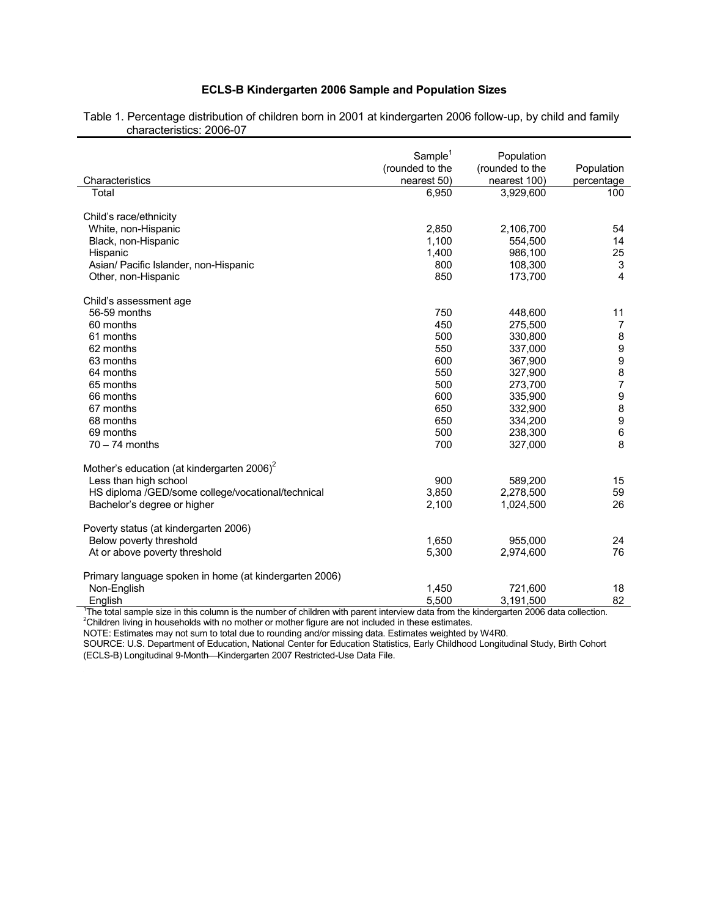# ECLS-B Kindergarten 2006 Sample and Population Sizes

Table 1. Percentage distribution of children born in 2001 at kindergarten 2006 follow-up, by child and family characteristics: 2006-07

| Characteristics | Sample[1] (rounded to the nearest 50) | Population (rounded to the nearest 100) | Population percentage |
|---|---|---|---|
| Total | 6,950 | 3,929,600 | 100 |
| | | | |
| Child's race/ethnicity | | | |
| White, non-Hispanic | 2,850 | 2,106,700 | 54 |
| Black, non-Hispanic | 1,100 | 554,500 | 14 |
| Hispanic | 1,400 | 986,100 | 25 |
| Asian/ Pacific Islander, non-Hispanic | 800 | 108,300 | 3 |
| Other, non-Hispanic | 850 | 173,700 | 4 |
| | | | |
| Child's assessment age | | | |
| 56-59 months | 750 | 448,600 | 11 |
| 60 months | 450 | 275,500 | 7 |
| 61 months | 500 | 330,800 | 8 |
| 62 months | 550 | 337,000 | 9 |
| 63 months | 600 | 367,900 | 9 |
| 64 months | 550 | 327,900 | 8 |
| 65 months | 500 | 273,700 | 7 |
| 66 months | 600 | 335,900 | 9 |
| 67 months | 650 | 332,900 | 8 |
| 68 months | 650 | 334,200 | 9 |
| 69 months | 500 | 238,300 | 6 |
| 70 – 74 months | 700 | 327,000 | 8 |
| | | | |
| Mother's education (at kindergarten 2006)[2] | | | |
| Less than high school | 900 | 589,200 | 15 |
| HS diploma /GED/some college/vocational/technical | 3,850 | 2,278,500 | 59 |
| Bachelor's degree or higher | 2,100 | 1,024,500 | 26 |
| | | | |
| Poverty status (at kindergarten 2006) | | | |
| Below poverty threshold | 1,650 | 955,000 | 24 |
| At or above poverty threshold | 5,300 | 2,974,600 | 76 |
| | | | |
| Primary language spoken in home (at kindergarten 2006) | | | |
| Non-English | 1,450 | 721,600 | 18 |
| English | 5,500 | 3,191,500 | 82 |

[1]The total sample size in this column is the number of children with parent interview data from the kindergarten 2006 data collection.
[2]Children living in households with no mother or mother figure are not included in these estimates.
NOTE: Estimates may not sum to total due to rounding and/or missing data. Estimates weighted by W4R0.
SOURCE: U.S. Department of Education, National Center for Education Statistics, Early Childhood Longitudinal Study, Birth Cohort (ECLS-B) Longitudinal 9-Month—Kindergarten 2007 Restricted-Use Data File.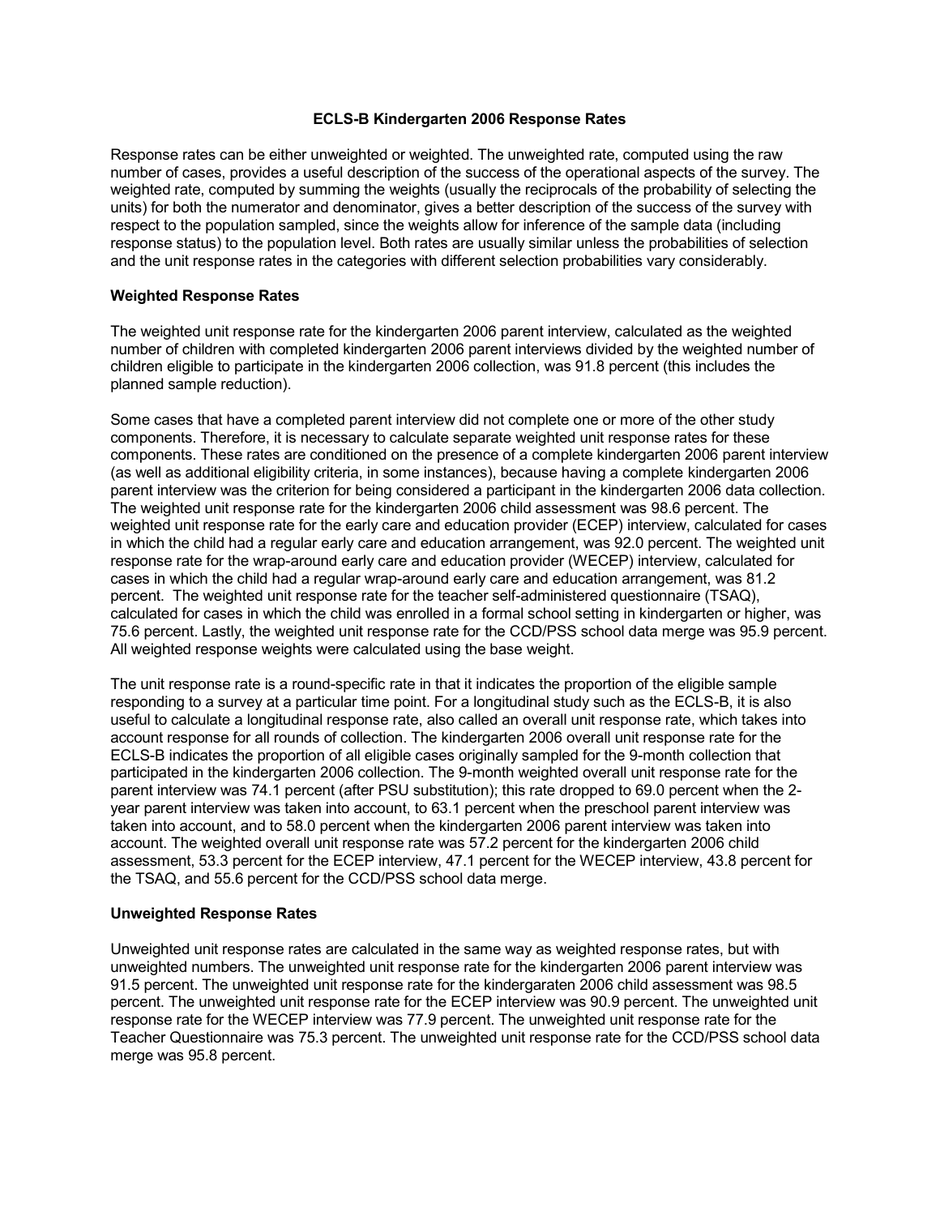# ECLS-B Kindergarten 2006 Response Rates

Response rates can be either unweighted or weighted. The unweighted rate, computed using the raw number of cases, provides a useful description of the success of the operational aspects of the survey. The weighted rate, computed by summing the weights (usually the reciprocals of the probability of selecting the units) for both the numerator and denominator, gives a better description of the success of the survey with respect to the population sampled, since the weights allow for inference of the sample data (including response status) to the population level. Both rates are usually similar unless the probabilities of selection and the unit response rates in the categories with different selection probabilities vary considerably.

## Weighted Response Rates

The weighted unit response rate for the kindergarten 2006 parent interview, calculated as the weighted number of children with completed kindergarten 2006 parent interviews divided by the weighted number of children eligible to participate in the kindergarten 2006 collection, was 91.8 percent (this includes the planned sample reduction).

Some cases that have a completed parent interview did not complete one or more of the other study components. Therefore, it is necessary to calculate separate weighted unit response rates for these components. These rates are conditioned on the presence of a complete kindergarten 2006 parent interview (as well as additional eligibility criteria, in some instances), because having a complete kindergarten 2006 parent interview was the criterion for being considered a participant in the kindergarten 2006 data collection. The weighted unit response rate for the kindergarten 2006 child assessment was 98.6 percent. The weighted unit response rate for the early care and education provider (ECEP) interview, calculated for cases in which the child had a regular early care and education arrangement, was 92.0 percent. The weighted unit response rate for the wrap-around early care and education provider (WECEP) interview, calculated for cases in which the child had a regular wrap-around early care and education arrangement, was 81.2 percent. The weighted unit response rate for the teacher self-administered questionnaire (TSAQ), calculated for cases in which the child was enrolled in a formal school setting in kindergarten or higher, was 75.6 percent. Lastly, the weighted unit response rate for the CCD/PSS school data merge was 95.9 percent. All weighted response weights were calculated using the base weight.

The unit response rate is a round-specific rate in that it indicates the proportion of the eligible sample responding to a survey at a particular time point. For a longitudinal study such as the ECLS-B, it is also useful to calculate a longitudinal response rate, also called an overall unit response rate, which takes into account response for all rounds of collection. The kindergarten 2006 overall unit response rate for the ECLS-B indicates the proportion of all eligible cases originally sampled for the 9-month collection that participated in the kindergarten 2006 collection. The 9-month weighted overall unit response rate for the parent interview was 74.1 percent (after PSU substitution); this rate dropped to 69.0 percent when the 2-year parent interview was taken into account, to 63.1 percent when the preschool parent interview was taken into account, and to 58.0 percent when the kindergarten 2006 parent interview was taken into account. The weighted overall unit response rate was 57.2 percent for the kindergarten 2006 child assessment, 53.3 percent for the ECEP interview, 47.1 percent for the WECEP interview, 43.8 percent for the TSAQ, and 55.6 percent for the CCD/PSS school data merge.

## Unweighted Response Rates

Unweighted unit response rates are calculated in the same way as weighted response rates, but with unweighted numbers. The unweighted unit response rate for the kindergarten 2006 parent interview was 91.5 percent. The unweighted unit response rate for the kindergaraten 2006 child assessment was 98.5 percent. The unweighted unit response rate for the ECEP interview was 90.9 percent. The unweighted unit response rate for the WECEP interview was 77.9 percent. The unweighted unit response rate for the Teacher Questionnaire was 75.3 percent. The unweighted unit response rate for the CCD/PSS school data merge was 95.8 percent.